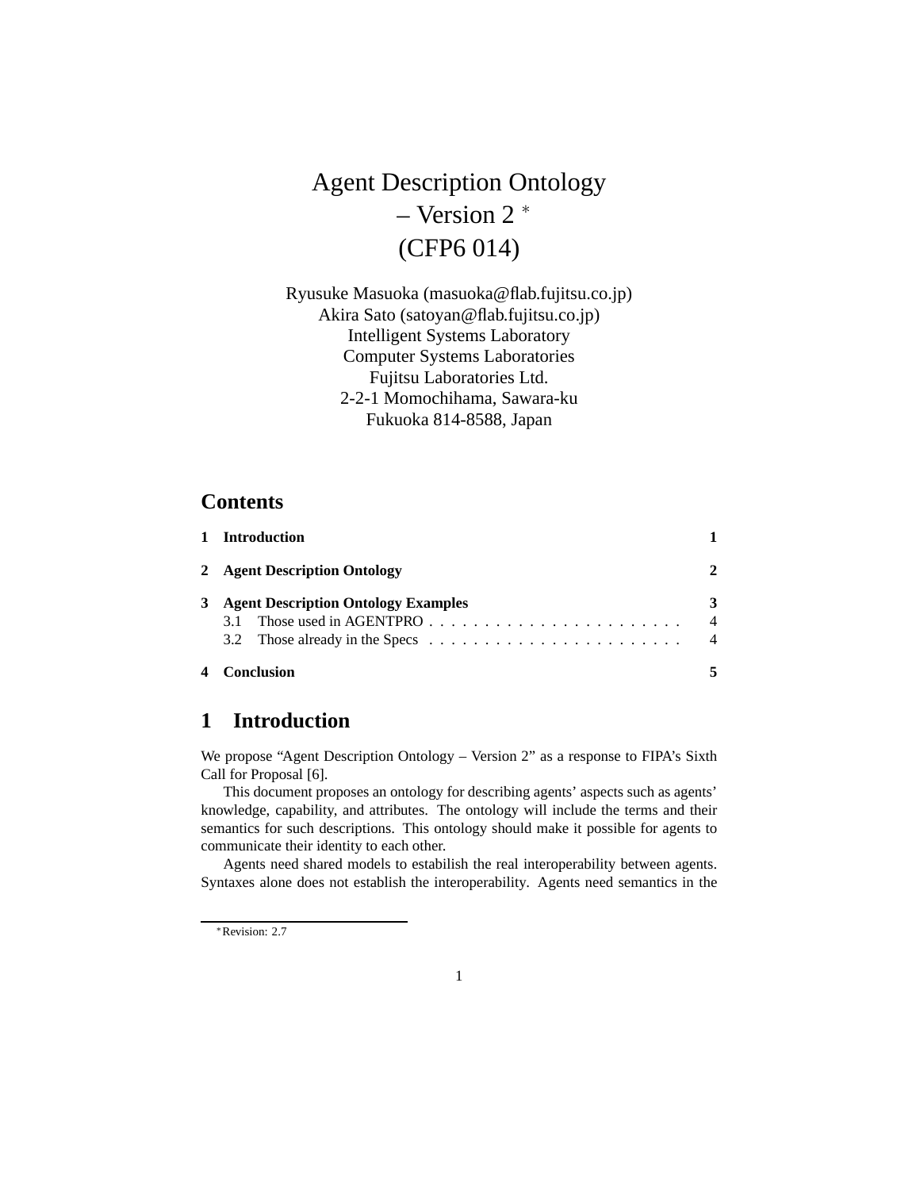# Agent Description Ontology – Version 2 *
# (CFP6 014)

Ryusuke Masuoka (masuoka@flab.fujitsu.co.jp)
Akira Sato (satoyan@flab.fujitsu.co.jp)
Intelligent Systems Laboratory
Computer Systems Laboratories
Fujitsu Laboratories Ltd.
2-2-1 Momochihama, Sawara-ku
Fukuoka 814-8588, Japan

## Contents

- **1 Introduction** — 1
- **2 Agent Description Ontology** — 2
- **3 Agent Description Ontology Examples** — 3
  - 3.1 Those used in AGENTPRO — 4
  - 3.2 Those already in the Specs — 4
- **4 Conclusion** — 5

## 1 Introduction

We propose “Agent Description Ontology – Version 2” as a response to FIPA’s Sixth Call for Proposal [6].

This document proposes an ontology for describing agents’ aspects such as agents’ knowledge, capability, and attributes. The ontology will include the terms and their semantics for such descriptions. This ontology should make it possible for agents to communicate their identity to each other.

Agents need shared models to estabilish the real interoperability between agents. Syntaxes alone does not establish the interoperability. Agents need semantics in the

*Revision: 2.7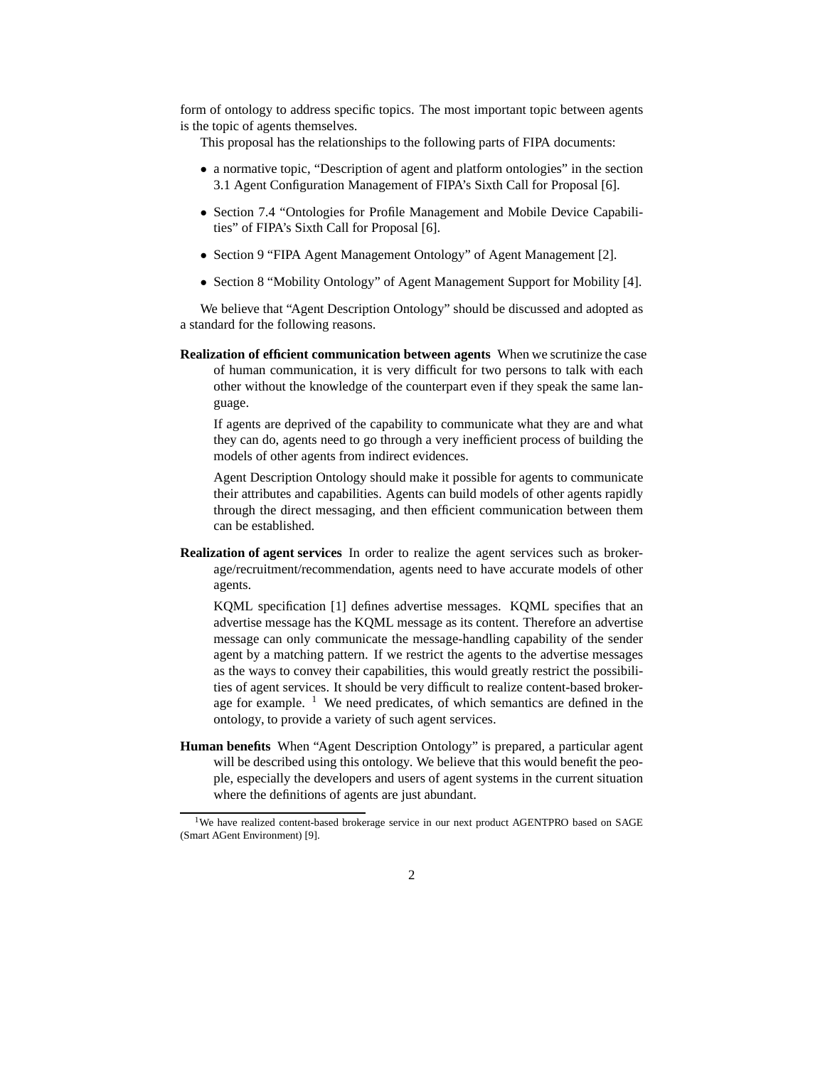form of ontology to address specific topics. The most important topic between agents is the topic of agents themselves.

This proposal has the relationships to the following parts of FIPA documents:

- a normative topic, "Description of agent and platform ontologies" in the section 3.1 Agent Configuration Management of FIPA's Sixth Call for Proposal [6].
- Section 7.4 "Ontologies for Profile Management and Mobile Device Capabilities" of FIPA's Sixth Call for Proposal [6].
- Section 9 "FIPA Agent Management Ontology" of Agent Management [2].
- Section 8 "Mobility Ontology" of Agent Management Support for Mobility [4].

We believe that "Agent Description Ontology" should be discussed and adopted as a standard for the following reasons.

**Realization of efficient communication between agents** When we scrutinize the case of human communication, it is very difficult for two persons to talk with each other without the knowledge of the counterpart even if they speak the same language.

If agents are deprived of the capability to communicate what they are and what they can do, agents need to go through a very inefficient process of building the models of other agents from indirect evidences.

Agent Description Ontology should make it possible for agents to communicate their attributes and capabilities. Agents can build models of other agents rapidly through the direct messaging, and then efficient communication between them can be established.

**Realization of agent services** In order to realize the agent services such as brokerage/recruitment/recommendation, agents need to have accurate models of other agents.

KQML specification [1] defines advertise messages. KQML specifies that an advertise message has the KQML message as its content. Therefore an advertise message can only communicate the message-handling capability of the sender agent by a matching pattern. If we restrict the agents to the advertise messages as the ways to convey their capabilities, this would greatly restrict the possibilities of agent services. It should be very difficult to realize content-based brokerage for example. [1] We need predicates, of which semantics are defined in the ontology, to provide a variety of such agent services.

**Human benefits** When "Agent Description Ontology" is prepared, a particular agent will be described using this ontology. We believe that this would benefit the people, especially the developers and users of agent systems in the current situation where the definitions of agents are just abundant.

[1] We have realized content-based brokerage service in our next product AGENTPRO based on SAGE (Smart AGent Environment) [9].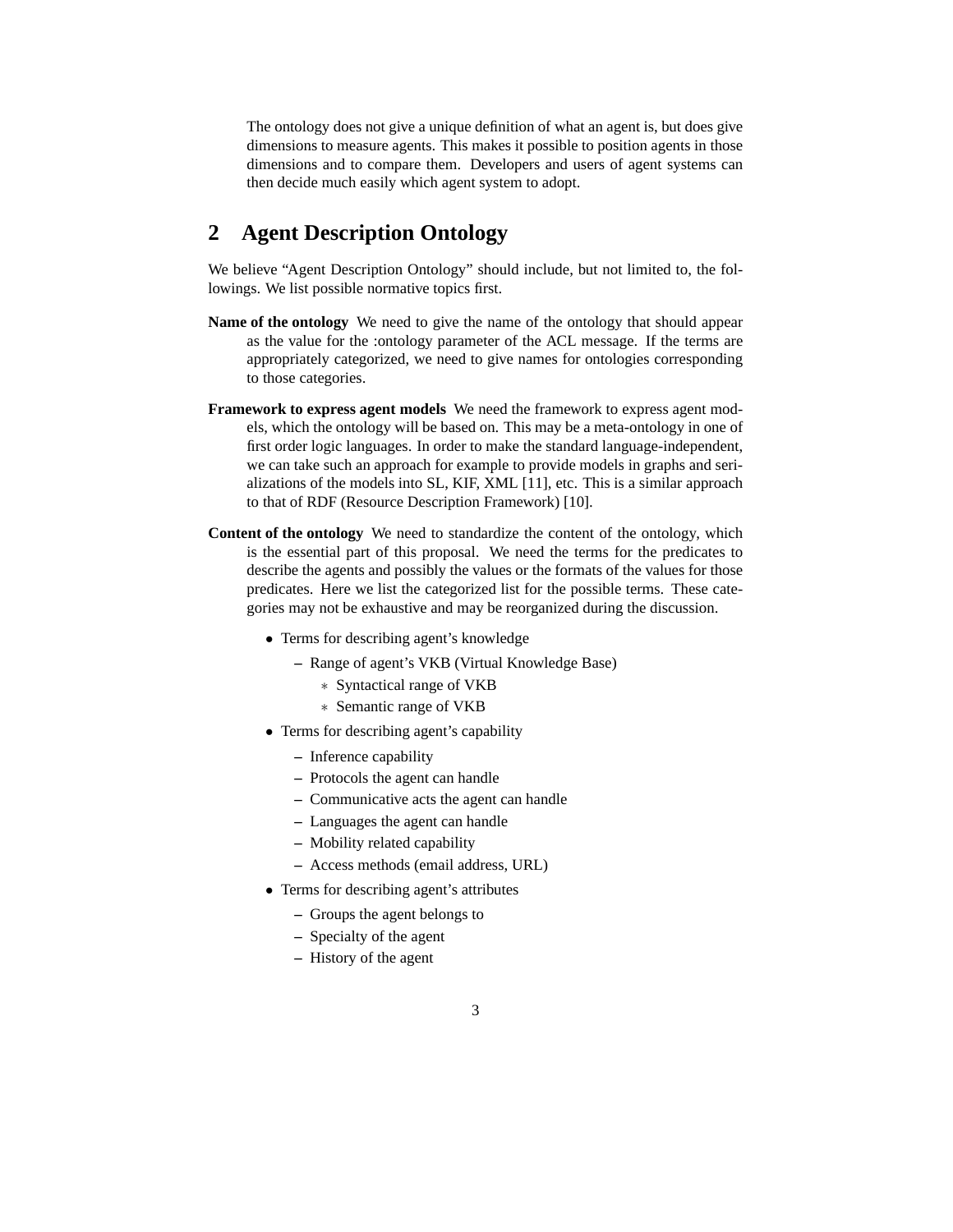The ontology does not give a unique definition of what an agent is, but does give dimensions to measure agents. This makes it possible to position agents in those dimensions and to compare them. Developers and users of agent systems can then decide much easily which agent system to adopt.

## 2 Agent Description Ontology

We believe "Agent Description Ontology" should include, but not limited to, the followings. We list possible normative topics first.

**Name of the ontology** We need to give the name of the ontology that should appear as the value for the :ontology parameter of the ACL message. If the terms are appropriately categorized, we need to give names for ontologies corresponding to those categories.

**Framework to express agent models** We need the framework to express agent models, which the ontology will be based on. This may be a meta-ontology in one of first order logic languages. In order to make the standard language-independent, we can take such an approach for example to provide models in graphs and serializations of the models into SL, KIF, XML [11], etc. This is a similar approach to that of RDF (Resource Description Framework) [10].

**Content of the ontology** We need to standardize the content of the ontology, which is the essential part of this proposal. We need the terms for the predicates to describe the agents and possibly the values or the formats of the values for those predicates. Here we list the categorized list for the possible terms. These categories may not be exhaustive and may be reorganized during the discussion.

- Terms for describing agent's knowledge
  - Range of agent's VKB (Virtual Knowledge Base)
    - Syntactical range of VKB
    - Semantic range of VKB
- Terms for describing agent's capability
  - Inference capability
  - Protocols the agent can handle
  - Communicative acts the agent can handle
  - Languages the agent can handle
  - Mobility related capability
  - Access methods (email address, URL)
- Terms for describing agent's attributes
  - Groups the agent belongs to
  - Specialty of the agent
  - History of the agent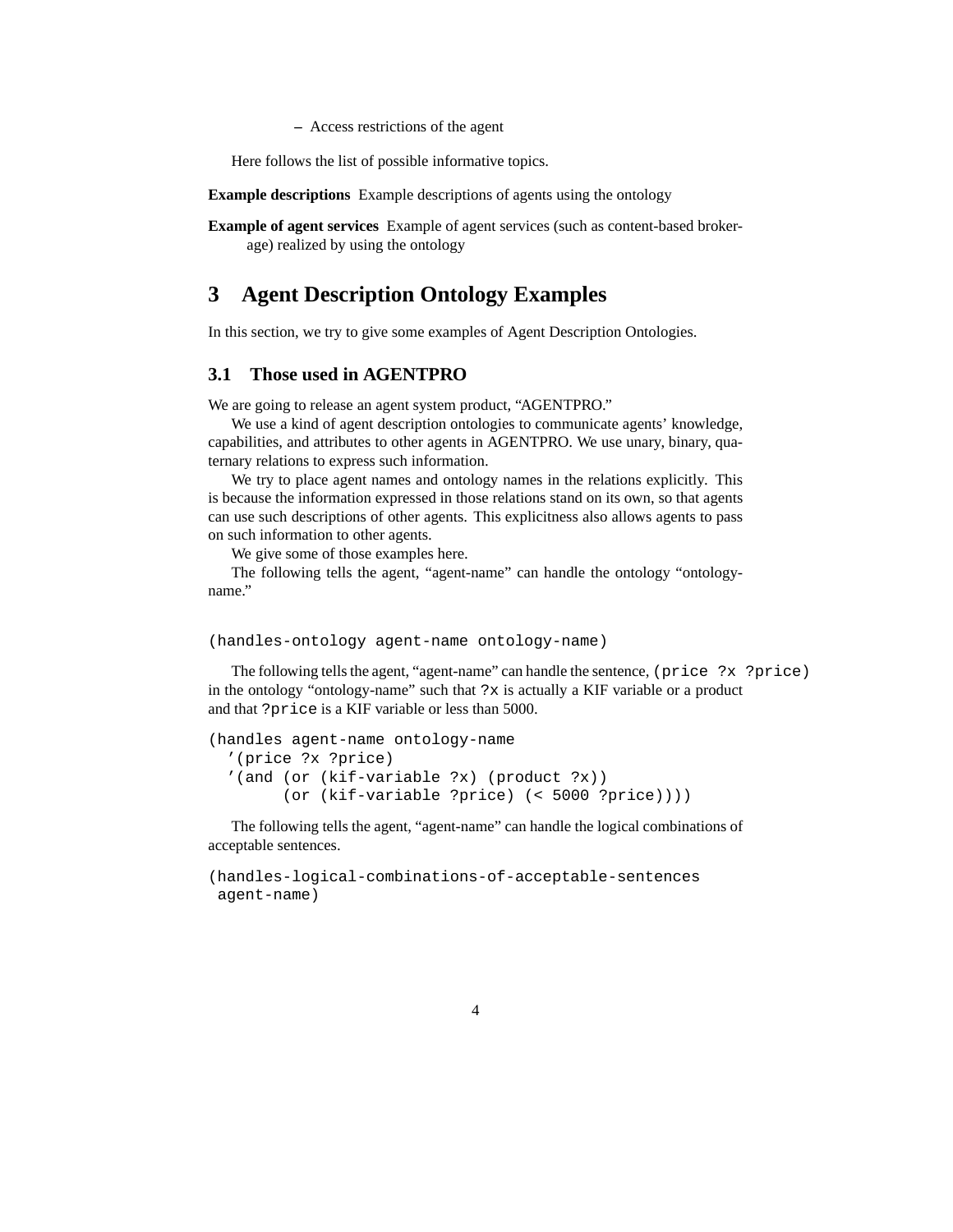– Access restrictions of the agent

Here follows the list of possible informative topics.

**Example descriptions** Example descriptions of agents using the ontology

**Example of agent services** Example of agent services (such as content-based brokerage) realized by using the ontology

# 3 Agent Description Ontology Examples

In this section, we try to give some examples of Agent Description Ontologies.

## 3.1 Those used in AGENTPRO

We are going to release an agent system product, "AGENTPRO."

We use a kind of agent description ontologies to communicate agents' knowledge, capabilities, and attributes to other agents in AGENTPRO. We use unary, binary, quaternary relations to express such information.

We try to place agent names and ontology names in the relations explicitly. This is because the information expressed in those relations stand on its own, so that agents can use such descriptions of other agents. This explicitness also allows agents to pass on such information to other agents.

We give some of those examples here.

The following tells the agent, "agent-name" can handle the ontology "ontology-name."

```
(handles-ontology agent-name ontology-name)
```

The following tells the agent, "agent-name" can handle the sentence, `(price ?x ?price)` in the ontology "ontology-name" such that `?x` is actually a KIF variable or a product and that `?price` is a KIF variable or less than 5000.

```
(handles agent-name ontology-name
  '(price ?x ?price)
  '(and (or (kif-variable ?x) (product ?x))
        (or (kif-variable ?price) (< 5000 ?price))))
```

The following tells the agent, "agent-name" can handle the logical combinations of acceptable sentences.

```
(handles-logical-combinations-of-acceptable-sentences
 agent-name)
```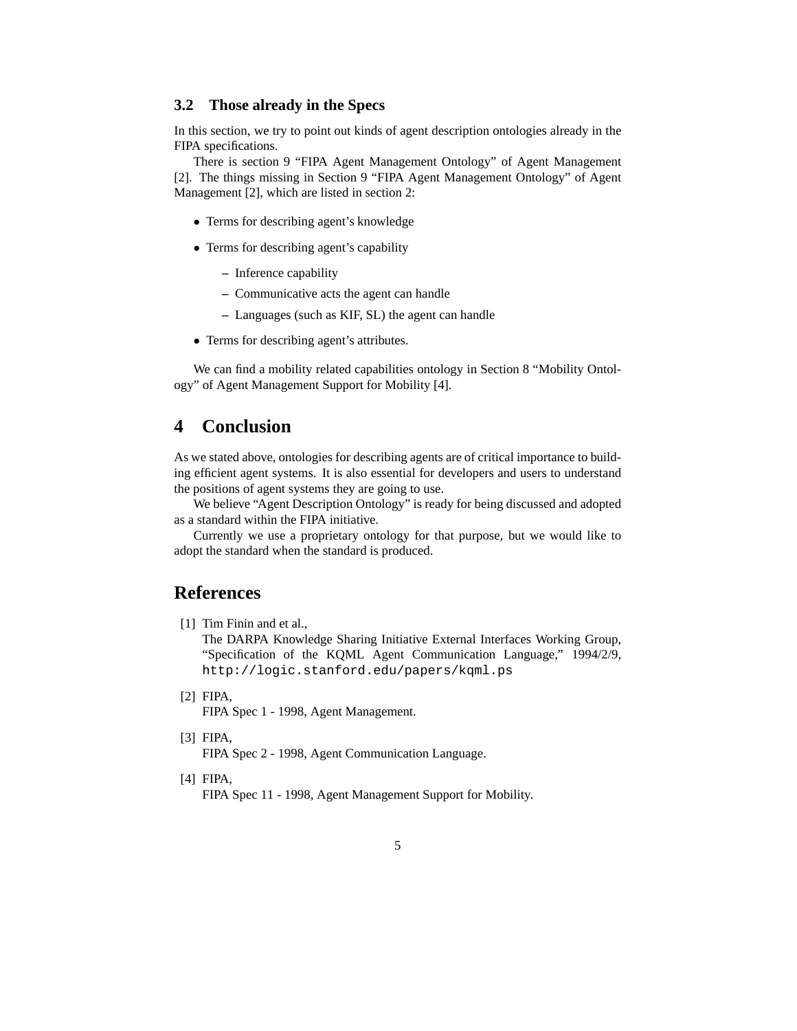### 3.2 Those already in the Specs

In this section, we try to point out kinds of agent description ontologies already in the FIPA specifications.

There is section 9 "FIPA Agent Management Ontology" of Agent Management [2]. The things missing in Section 9 "FIPA Agent Management Ontology" of Agent Management [2], which are listed in section 2:

- Terms for describing agent's knowledge
- Terms for describing agent's capability
  - Inference capability
  - Communicative acts the agent can handle
  - Languages (such as KIF, SL) the agent can handle
- Terms for describing agent's attributes.

We can find a mobility related capabilities ontology in Section 8 "Mobility Ontology" of Agent Management Support for Mobility [4].

## 4 Conclusion

As we stated above, ontologies for describing agents are of critical importance to building efficient agent systems. It is also essential for developers and users to understand the positions of agent systems they are going to use.

We believe "Agent Description Ontology" is ready for being discussed and adopted as a standard within the FIPA initiative.

Currently we use a proprietary ontology for that purpose, but we would like to adopt the standard when the standard is produced.

## References

[1] Tim Finin and et al.,
The DARPA Knowledge Sharing Initiative External Interfaces Working Group, "Specification of the KQML Agent Communication Language," 1994/2/9, `http://logic.stanford.edu/papers/kqml.ps`

[2] FIPA,
FIPA Spec 1 - 1998, Agent Management.

[3] FIPA,
FIPA Spec 2 - 1998, Agent Communication Language.

[4] FIPA,
FIPA Spec 11 - 1998, Agent Management Support for Mobility.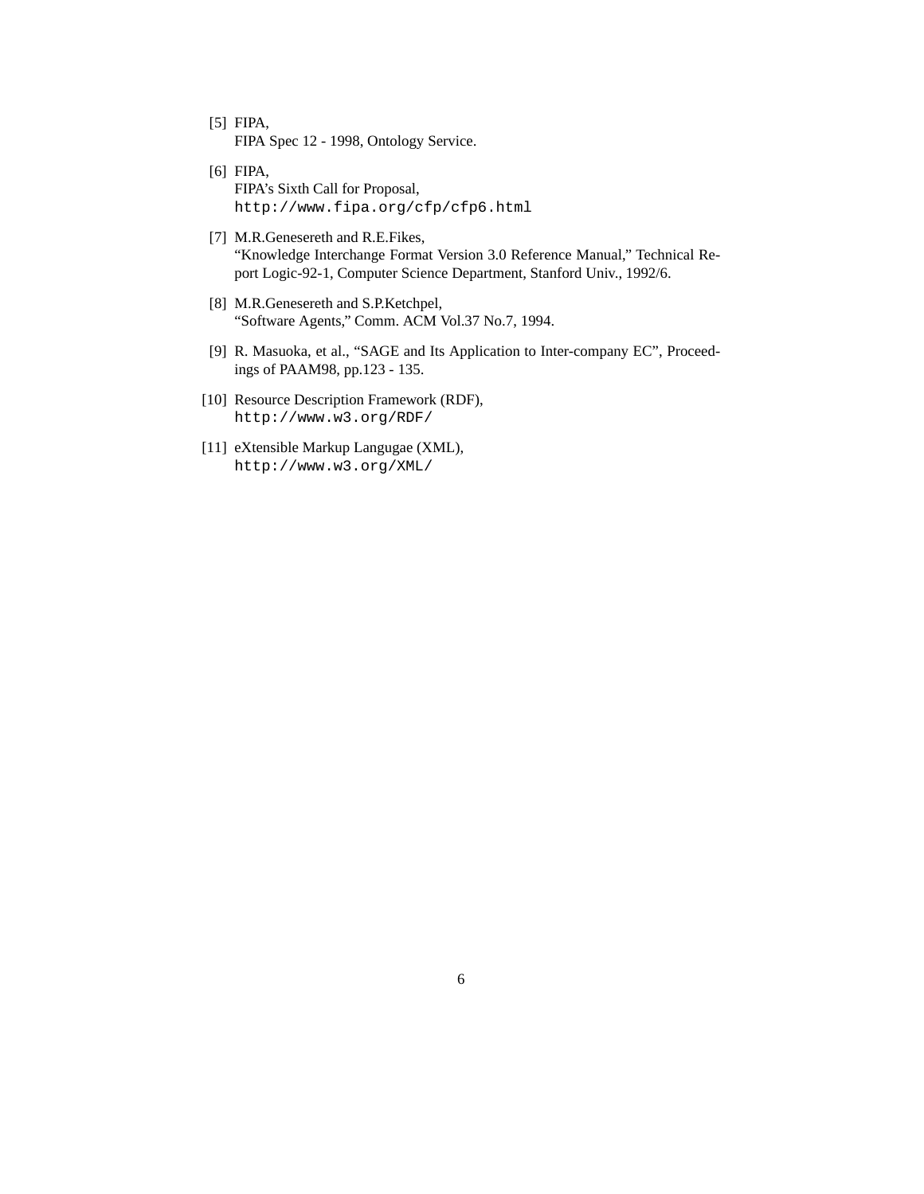[5] FIPA,
FIPA Spec 12 - 1998, Ontology Service.

[6] FIPA,
FIPA's Sixth Call for Proposal,
`http://www.fipa.org/cfp/cfp6.html`

[7] M.R.Genesereth and R.E.Fikes,
"Knowledge Interchange Format Version 3.0 Reference Manual," Technical Report Logic-92-1, Computer Science Department, Stanford Univ., 1992/6.

[8] M.R.Genesereth and S.P.Ketchpel,
"Software Agents," Comm. ACM Vol.37 No.7, 1994.

[9] R. Masuoka, et al., "SAGE and Its Application to Inter-company EC", Proceedings of PAAM98, pp.123 - 135.

[10] Resource Description Framework (RDF),
`http://www.w3.org/RDF/`

[11] eXtensible Markup Langugae (XML),
`http://www.w3.org/XML/`